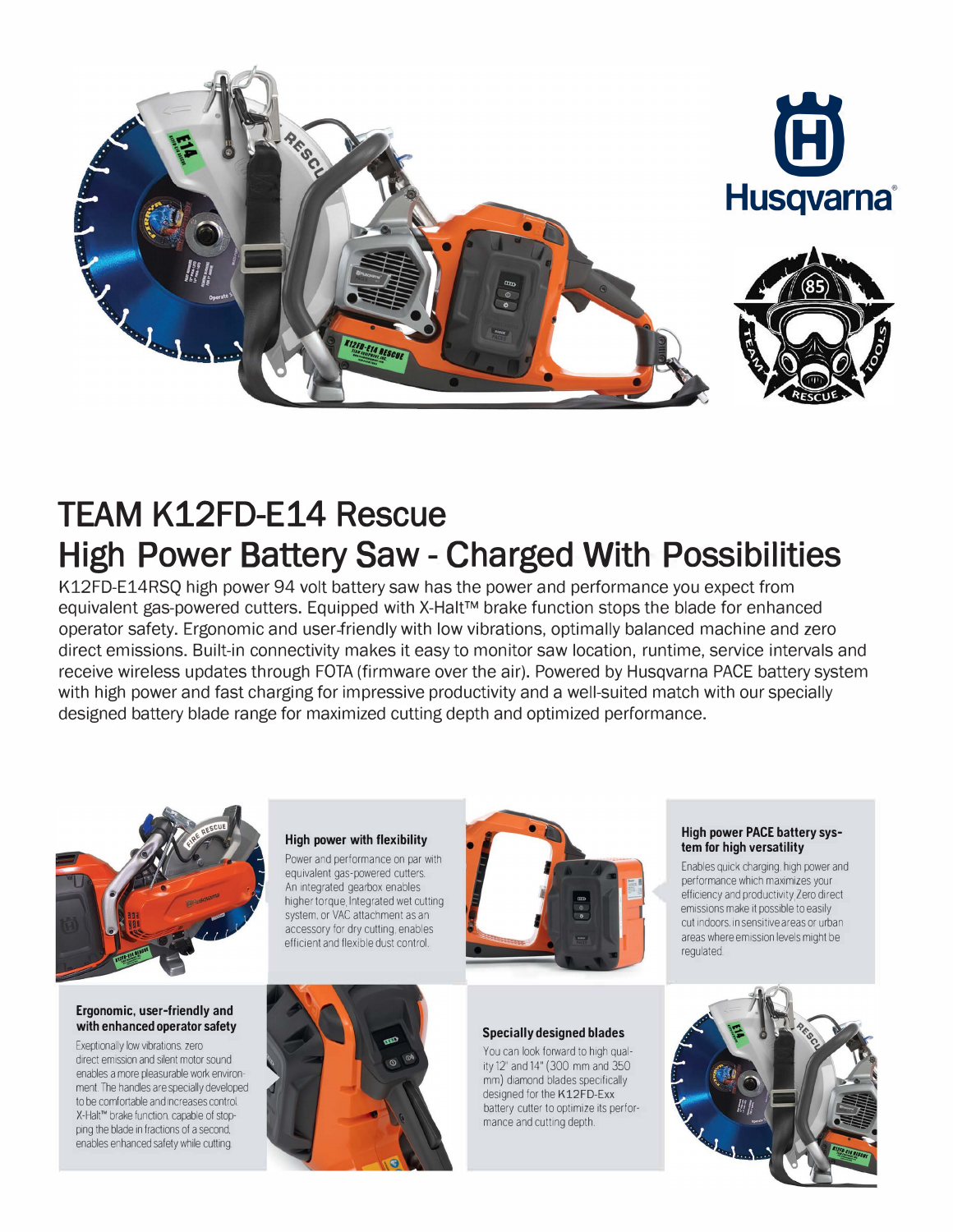# TEAM K12FD-E14 Rescue

# High Power Battery Saw - Charged With Possibilities

K12FD-E14RSQ high power 94 volt battery saw has the power and performance you expect from equivalent gas-powered cutters. Equipped with X-Halt™ brake function stops the blade for enhanced operator safety. Ergonomic and user-friendly with low vibrations, optimally balanced machine and zero direct emissions. Built-in connectivity makes it easy to monitor saw location, runtime, service intervals and receive wireless updates through FOTA (firmware over the air). Powered by Husqvarna PACE battery system with high power and fast charging for impressive productivity and a well-suited match with our specially designed battery blade range for maximized cutting depth and optimized performance.

### High power with flexibility

Power and performance on par with equivalent gas-powered cutters. An integrated gearbox enables higher torque. Integrated wet cutting system, or VAC attachment as an accessory for dry cutting, enables efficient and flexible dust control.

### High power PACE battery system for high versatility

Enables quick charging, high power and performance which maximizes your efficiency and productivity. Zero direct emissions make it possible to easily cut indoors, in sensitive areas or urban areas where emission levels might be regulated.

### Ergonomic, user-friendly and with enhanced operator safety

Exeptionally low vibrations, zero direct emission and silent motor sound enables a more pleasurable work environment. The handles are specially developed to be comfortable and increases control. X-Halt™ brake function, capable of stopping the blade in fractions of a second, enables enhanced safety while cutting.

### Specially designed blades

You can look forward to high quality 12" and 14" (300 mm and 350 mm) diamond blades specifically designed for the K12FD-Exx battery cutter to optimize its performance and cutting depth.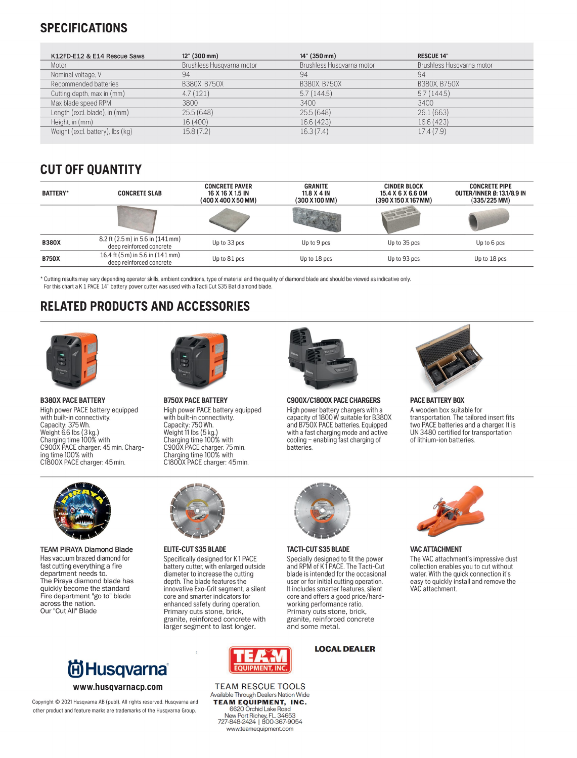## SPECIFICATIONS

| K12FD-E12 & E14 Rescue Saws | 12" (300 mm) | 14" (350 mm) | RESCUE 14" |
|---|---|---|---|
| Motor | Brushless Husqvarna motor | Brushless Husqvarna motor | Brushless Husqvarna motor |
| Nominal voltage, V | 94 | 94 | 94 |
| Recommended batteries | B380X, B750X | B380X, B750X | B380X, B750X |
| Cutting depth, max in (mm) | 4.7 (121) | 5.7 (144.5) | 5.7 (144.5) |
| Max blade speed RPM | 3800 | 3400 | 3400 |
| Length (excl. blade), in (mm) | 25.5 (648) | 25.5 (648) | 26.1 (663) |
| Height, in (mm) | 16 (400) | 16.6 (423) | 16.6 (423) |
| Weight (excl. battery), lbs (kg) | 15.8 (7.2) | 16.3 (7.4) | 17.4 (7.9) |

## CUT OFF QUANTITY

| BATTERY* | CONCRETE SLAB | CONCRETE PAVER 16 X 16 X 1.5 IN (400 X 400 X 50 MM) | GRANITE 11.8 X 4 IN (300 X 100 MM) | CINDER BLOCK 15.4 X 6 X 6.6 OM (390 X 150 X 167 MM) | CONCRETE PIPE OUTER/INNER Ø: 13.1/8.9 IN (335/225 MM) |
|---|---|---|---|---|---|
| B380X | 8.2 ft (2.5 m) in 5.6 in (141 mm) deep reinforced concrete | Up to 33 pcs | Up to 9 pcs | Up to 35 pcs | Up to 6 pcs |
| B750X | 16.4 ft (5 m) in 5.6 in (141 mm) deep reinforced concrete | Up to 81 pcs | Up to 18 pcs | Up to 93 pcs | Up to 18 pcs |

* Cutting results may vary depending operator skills, ambient conditions, type of material and the quality of diamond blade and should be viewed as indicative only.
For this chart a K 1 PACE 14" battery power cutter was used with a Tacti Cut S35 Bat diamond blade.

## RELATED PRODUCTS AND ACCESSORIES

**B380X PACE BATTERY**
High power PACE battery equipped with built-in connectivity.
Capacity: 375 Wh.
Weight 6.6 lbs (3 kg.)
Charging time 100% with C900X PACE charger: 45 min. Charging time 100% with C1800X PACE charger: 45 min.

**B750X PACE BATTERY**
High power PACE battery equipped with built-in connectivity.
Capacity: 750 Wh.
Weight 11 lbs (5 kg.)
Charging time 100% with C900X PACE charger: 75 min.
Charging time 100% with C1800X PACE charger: 45 min.

**C900X/C1800X PACE CHARGERS**
High power battery chargers with a capacity of 1800 W suitable for B380X and B750X PACE batteries. Equipped with a fast charging mode and active cooling – enabling fast charging of batteries.

**PACE BATTERY BOX**
A wooden box suitable for transportation. The tailored insert fits two PACE batteries and a charger. It is UN 3480 certified for transportation of lithium-ion batteries.

**TEAM PIRAYA Diamond Blade**
Has vacuum brazed diamond for fast cutting everything a fire department needs to.
The Piraya diamond blade has quickly become the standard Fire department "go to" blade across the nation.
Our "Cut All" Blade

**ELITE-CUT S35 BLADE**
Specifically designed for K 1 PACE battery cutter, with enlarged outside diameter to increase the cutting depth. The blade features the innovative Exo-Grit segment, a silent core and smarter indicators for enhanced safety during operation. Primary cuts stone, brick, granite, reinforced concrete with larger segment to last longer.

**TACTI-CUT S35 BLADE**
Specially designed to fit the power and RPM of K 1 PACE. The Tacti-Cut blade is intended for the occasional user or for initial cutting operation. It includes smarter features, silent core and offers a good price/hard-working performance ratio. Primary cuts stone, brick, granite, reinforced concrete and some metal.

**VAC ATTACHMENT**
The VAC attachment's impressive dust collection enables you to cut without water. With the quick connection it's easy to quickly install and remove the VAC attachment.

Husqvarna
www.husqvarnacp.com

Copyright © 2021 Husqvarna AB (publ). All rights reserved. Husqvarna and other product and feature marks are trademarks of the Husqvarna Group.

TEAM EQUIPMENT, INC.
TEAM RESCUE TOOLS
Available Through Dealers Nation Wide
TEAM EQUIPMENT, INC.
6620 Orchid Lake Road
New Port Richey, FL 34653
727-848-2424 | 800-367-9054
www.teamequipment.com

LOCAL DEALER